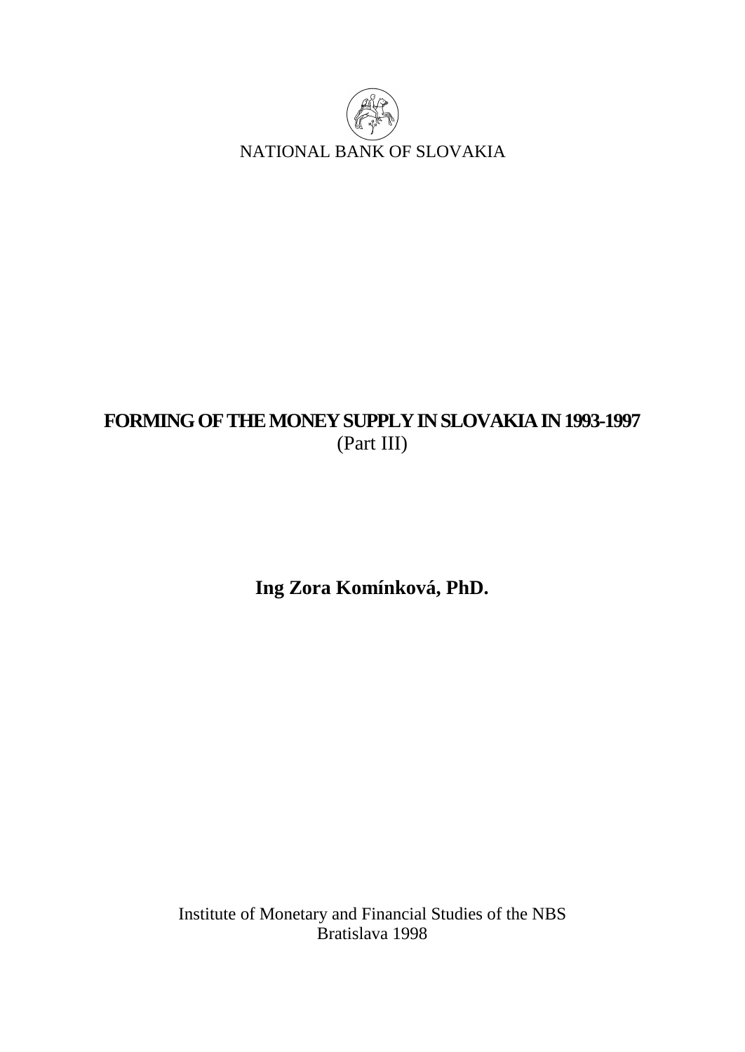NATIONAL BANK OF SLOVAKIA

# FORMING OF THE MONEY SUPPLY IN SLOVAKIA IN 1993-1997

(Part III)

**Ing Zora Komínková, PhD.**

Institute of Monetary and Financial Studies of the NBS
Bratislava 1998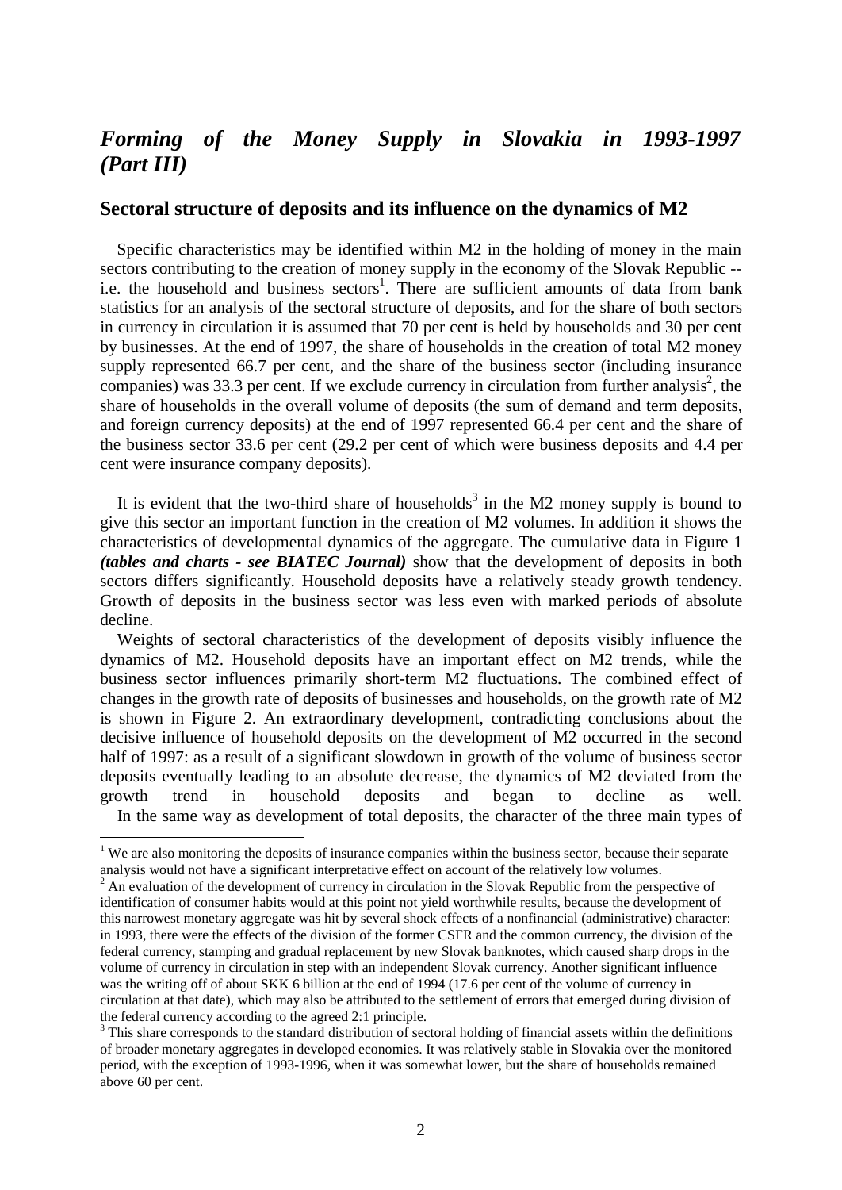## *Forming of the Money Supply in Slovakia in 1993-1997 (Part III)*

### Sectoral structure of deposits and its influence on the dynamics of M2

Specific characteristics may be identified within M2 in the holding of money in the main sectors contributing to the creation of money supply in the economy of the Slovak Republic -- i.e. the household and business sectors[1]. There are sufficient amounts of data from bank statistics for an analysis of the sectoral structure of deposits, and for the share of both sectors in currency in circulation it is assumed that 70 per cent is held by households and 30 per cent by businesses. At the end of 1997, the share of households in the creation of total M2 money supply represented 66.7 per cent, and the share of the business sector (including insurance companies) was 33.3 per cent. If we exclude currency in circulation from further analysis[2], the share of households in the overall volume of deposits (the sum of demand and term deposits, and foreign currency deposits) at the end of 1997 represented 66.4 per cent and the share of the business sector 33.6 per cent (29.2 per cent of which were business deposits and 4.4 per cent were insurance company deposits).

It is evident that the two-third share of households[3] in the M2 money supply is bound to give this sector an important function in the creation of M2 volumes. In addition it shows the characteristics of developmental dynamics of the aggregate. The cumulative data in Figure 1 ***(tables and charts - see BIATEC Journal)*** show that the development of deposits in both sectors differs significantly. Household deposits have a relatively steady growth tendency. Growth of deposits in the business sector was less even with marked periods of absolute decline.

Weights of sectoral characteristics of the development of deposits visibly influence the dynamics of M2. Household deposits have an important effect on M2 trends, while the business sector influences primarily short-term M2 fluctuations. The combined effect of changes in the growth rate of deposits of businesses and households, on the growth rate of M2 is shown in Figure 2. An extraordinary development, contradicting conclusions about the decisive influence of household deposits on the development of M2 occurred in the second half of 1997: as a result of a significant slowdown in growth of the volume of business sector deposits eventually leading to an absolute decrease, the dynamics of M2 deviated from the growth trend in household deposits and began to decline as well.

In the same way as development of total deposits, the character of the three main types of

---

[1] We are also monitoring the deposits of insurance companies within the business sector, because their separate analysis would not have a significant interpretative effect on account of the relatively low volumes.

[2] An evaluation of the development of currency in circulation in the Slovak Republic from the perspective of identification of consumer habits would at this point not yield worthwhile results, because the development of this narrowest monetary aggregate was hit by several shock effects of a nonfinancial (administrative) character: in 1993, there were the effects of the division of the former CSFR and the common currency, the division of the federal currency, stamping and gradual replacement by new Slovak banknotes, which caused sharp drops in the volume of currency in circulation in step with an independent Slovak currency. Another significant influence was the writing off of about SKK 6 billion at the end of 1994 (17.6 per cent of the volume of currency in circulation at that date), which may also be attributed to the settlement of errors that emerged during division of the federal currency according to the agreed 2:1 principle.

[3] This share corresponds to the standard distribution of sectoral holding of financial assets within the definitions of broader monetary aggregates in developed economies. It was relatively stable in Slovakia over the monitored period, with the exception of 1993-1996, when it was somewhat lower, but the share of households remained above 60 per cent.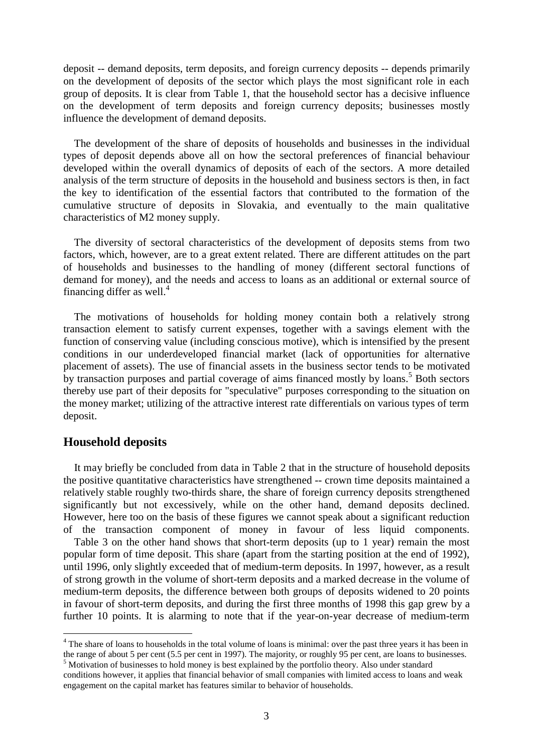deposit -- demand deposits, term deposits, and foreign currency deposits -- depends primarily on the development of deposits of the sector which plays the most significant role in each group of deposits. It is clear from Table 1, that the household sector has a decisive influence on the development of term deposits and foreign currency deposits; businesses mostly influence the development of demand deposits.

The development of the share of deposits of households and businesses in the individual types of deposit depends above all on how the sectoral preferences of financial behaviour developed within the overall dynamics of deposits of each of the sectors. A more detailed analysis of the term structure of deposits in the household and business sectors is then, in fact the key to identification of the essential factors that contributed to the formation of the cumulative structure of deposits in Slovakia, and eventually to the main qualitative characteristics of M2 money supply.

The diversity of sectoral characteristics of the development of deposits stems from two factors, which, however, are to a great extent related. There are different attitudes on the part of households and businesses to the handling of money (different sectoral functions of demand for money), and the needs and access to loans as an additional or external source of financing differ as well.[4]

The motivations of households for holding money contain both a relatively strong transaction element to satisfy current expenses, together with a savings element with the function of conserving value (including conscious motive), which is intensified by the present conditions in our underdeveloped financial market (lack of opportunities for alternative placement of assets). The use of financial assets in the business sector tends to be motivated by transaction purposes and partial coverage of aims financed mostly by loans.[5] Both sectors thereby use part of their deposits for "speculative" purposes corresponding to the situation on the money market; utilizing of the attractive interest rate differentials on various types of term deposit.

## Household deposits

It may briefly be concluded from data in Table 2 that in the structure of household deposits the positive quantitative characteristics have strengthened -- crown time deposits maintained a relatively stable roughly two-thirds share, the share of foreign currency deposits strengthened significantly but not excessively, while on the other hand, demand deposits declined. However, here too on the basis of these figures we cannot speak about a significant reduction of the transaction component of money in favour of less liquid components.

Table 3 on the other hand shows that short-term deposits (up to 1 year) remain the most popular form of time deposit. This share (apart from the starting position at the end of 1992), until 1996, only slightly exceeded that of medium-term deposits. In 1997, however, as a result of strong growth in the volume of short-term deposits and a marked decrease in the volume of medium-term deposits, the difference between both groups of deposits widened to 20 points in favour of short-term deposits, and during the first three months of 1998 this gap grew by a further 10 points. It is alarming to note that if the year-on-year decrease of medium-term

---

[4] The share of loans to households in the total volume of loans is minimal: over the past three years it has been in the range of about 5 per cent (5.5 per cent in 1997). The majority, or roughly 95 per cent, are loans to businesses.

[5] Motivation of businesses to hold money is best explained by the portfolio theory. Also under standard conditions however, it applies that financial behavior of small companies with limited access to loans and weak engagement on the capital market has features similar to behavior of households.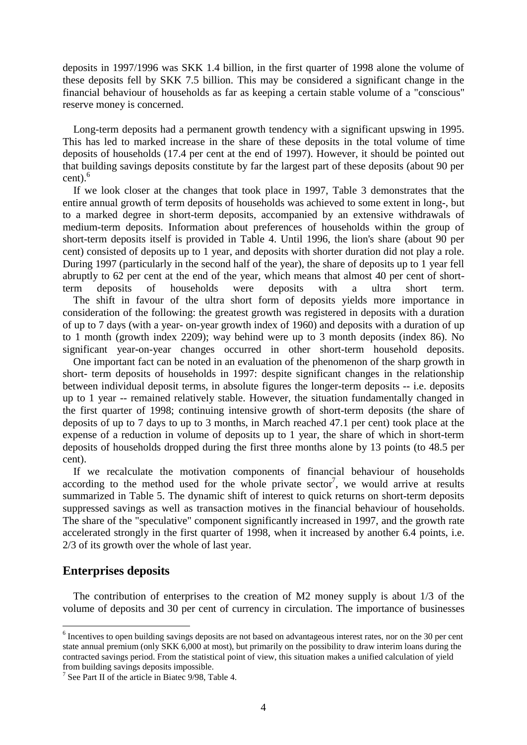deposits in 1997/1996 was SKK 1.4 billion, in the first quarter of 1998 alone the volume of these deposits fell by SKK 7.5 billion. This may be considered a significant change in the financial behaviour of households as far as keeping a certain stable volume of a "conscious" reserve money is concerned.

Long-term deposits had a permanent growth tendency with a significant upswing in 1995. This has led to marked increase in the share of these deposits in the total volume of time deposits of households (17.4 per cent at the end of 1997). However, it should be pointed out that building savings deposits constitute by far the largest part of these deposits (about 90 per cent).[6]

If we look closer at the changes that took place in 1997, Table 3 demonstrates that the entire annual growth of term deposits of households was achieved to some extent in long-, but to a marked degree in short-term deposits, accompanied by an extensive withdrawals of medium-term deposits. Information about preferences of households within the group of short-term deposits itself is provided in Table 4. Until 1996, the lion's share (about 90 per cent) consisted of deposits up to 1 year, and deposits with shorter duration did not play a role. During 1997 (particularly in the second half of the year), the share of deposits up to 1 year fell abruptly to 62 per cent at the end of the year, which means that almost 40 per cent of short-term deposits of households were deposits with a ultra short term.

The shift in favour of the ultra short form of deposits yields more importance in consideration of the following: the greatest growth was registered in deposits with a duration of up to 7 days (with a year- on-year growth index of 1960) and deposits with a duration of up to 1 month (growth index 2209); way behind were up to 3 month deposits (index 86). No significant year-on-year changes occurred in other short-term household deposits.

One important fact can be noted in an evaluation of the phenomenon of the sharp growth in short- term deposits of households in 1997: despite significant changes in the relationship between individual deposit terms, in absolute figures the longer-term deposits -- i.e. deposits up to 1 year -- remained relatively stable. However, the situation fundamentally changed in the first quarter of 1998; continuing intensive growth of short-term deposits (the share of deposits of up to 7 days to up to 3 months, in March reached 47.1 per cent) took place at the expense of a reduction in volume of deposits up to 1 year, the share of which in short-term deposits of households dropped during the first three months alone by 13 points (to 48.5 per cent).

If we recalculate the motivation components of financial behaviour of households according to the method used for the whole private sector[7], we would arrive at results summarized in Table 5. The dynamic shift of interest to quick returns on short-term deposits suppressed savings as well as transaction motives in the financial behaviour of households. The share of the "speculative" component significantly increased in 1997, and the growth rate accelerated strongly in the first quarter of 1998, when it increased by another 6.4 points, i.e. 2/3 of its growth over the whole of last year.

## Enterprises deposits

The contribution of enterprises to the creation of M2 money supply is about 1/3 of the volume of deposits and 30 per cent of currency in circulation. The importance of businesses

---

[6] Incentives to open building savings deposits are not based on advantageous interest rates, nor on the 30 per cent state annual premium (only SKK 6,000 at most), but primarily on the possibility to draw interim loans during the contracted savings period. From the statistical point of view, this situation makes a unified calculation of yield from building savings deposits impossible.

[7] See Part II of the article in Biatec 9/98, Table 4.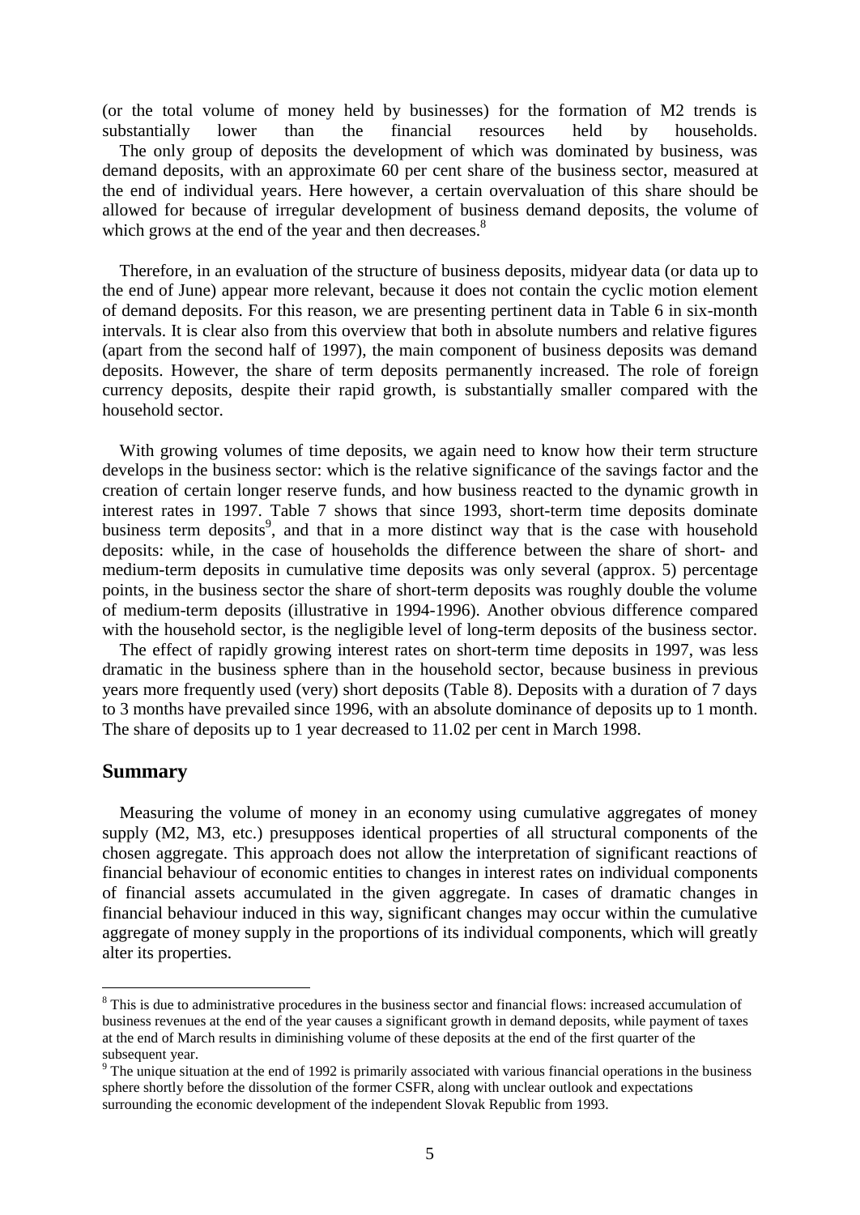(or the total volume of money held by businesses) for the formation of M2 trends is substantially lower than the financial resources held by households.

The only group of deposits the development of which was dominated by business, was demand deposits, with an approximate 60 per cent share of the business sector, measured at the end of individual years. Here however, a certain overvaluation of this share should be allowed for because of irregular development of business demand deposits, the volume of which grows at the end of the year and then decreases.[8]

Therefore, in an evaluation of the structure of business deposits, midyear data (or data up to the end of June) appear more relevant, because it does not contain the cyclic motion element of demand deposits. For this reason, we are presenting pertinent data in Table 6 in six-month intervals. It is clear also from this overview that both in absolute numbers and relative figures (apart from the second half of 1997), the main component of business deposits was demand deposits. However, the share of term deposits permanently increased. The role of foreign currency deposits, despite their rapid growth, is substantially smaller compared with the household sector.

With growing volumes of time deposits, we again need to know how their term structure develops in the business sector: which is the relative significance of the savings factor and the creation of certain longer reserve funds, and how business reacted to the dynamic growth in interest rates in 1997. Table 7 shows that since 1993, short-term time deposits dominate business term deposits[9], and that in a more distinct way that is the case with household deposits: while, in the case of households the difference between the share of short- and medium-term deposits in cumulative time deposits was only several (approx. 5) percentage points, in the business sector the share of short-term deposits was roughly double the volume of medium-term deposits (illustrative in 1994-1996). Another obvious difference compared with the household sector, is the negligible level of long-term deposits of the business sector.

The effect of rapidly growing interest rates on short-term time deposits in 1997, was less dramatic in the business sphere than in the household sector, because business in previous years more frequently used (very) short deposits (Table 8). Deposits with a duration of 7 days to 3 months have prevailed since 1996, with an absolute dominance of deposits up to 1 month. The share of deposits up to 1 year decreased to 11.02 per cent in March 1998.

## Summary

Measuring the volume of money in an economy using cumulative aggregates of money supply (M2, M3, etc.) presupposes identical properties of all structural components of the chosen aggregate. This approach does not allow the interpretation of significant reactions of financial behaviour of economic entities to changes in interest rates on individual components of financial assets accumulated in the given aggregate. In cases of dramatic changes in financial behaviour induced in this way, significant changes may occur within the cumulative aggregate of money supply in the proportions of its individual components, which will greatly alter its properties.

---

[8] This is due to administrative procedures in the business sector and financial flows: increased accumulation of business revenues at the end of the year causes a significant growth in demand deposits, while payment of taxes at the end of March results in diminishing volume of these deposits at the end of the first quarter of the subsequent year.

[9] The unique situation at the end of 1992 is primarily associated with various financial operations in the business sphere shortly before the dissolution of the former CSFR, along with unclear outlook and expectations surrounding the economic development of the independent Slovak Republic from 1993.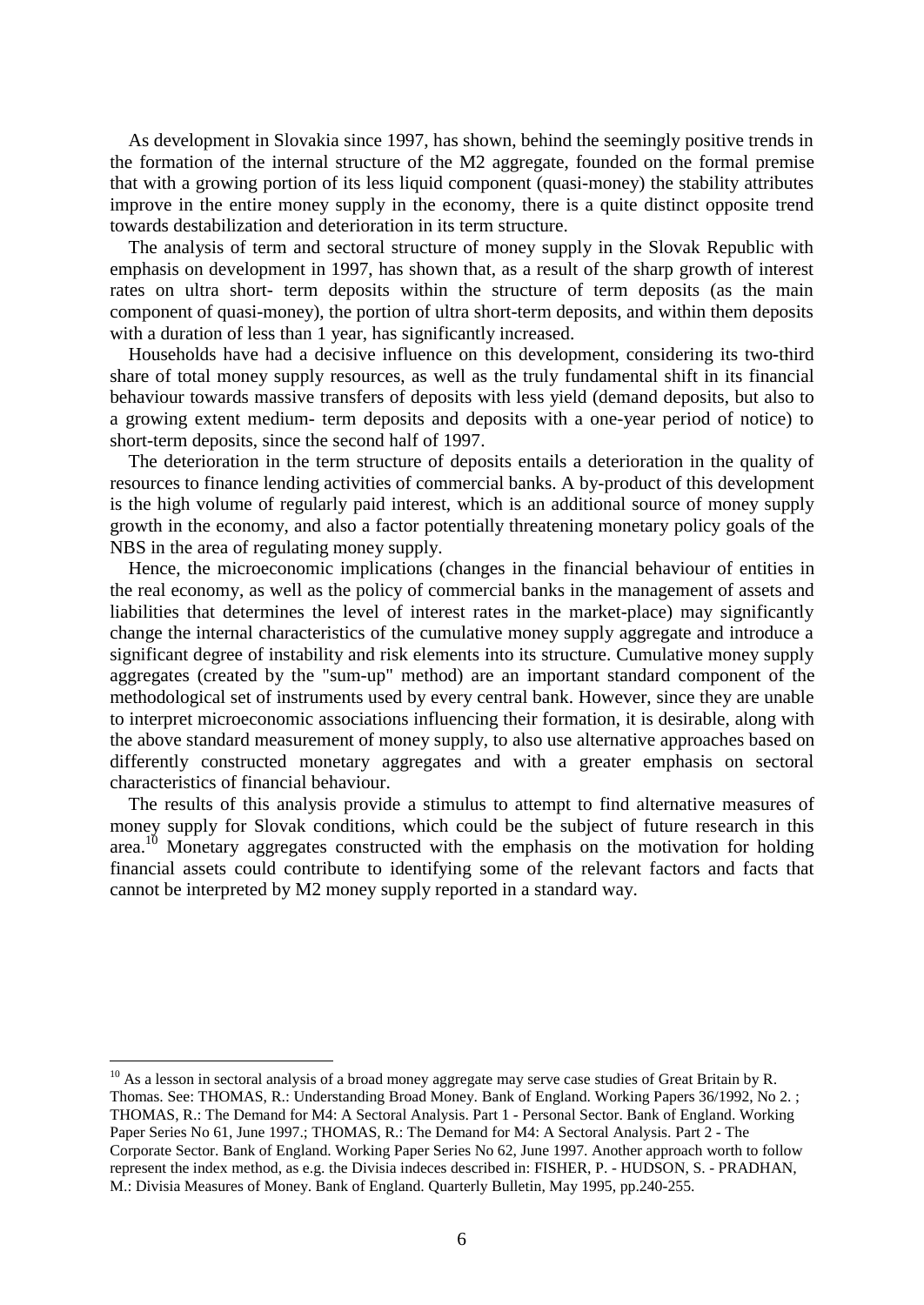As development in Slovakia since 1997, has shown, behind the seemingly positive trends in the formation of the internal structure of the M2 aggregate, founded on the formal premise that with a growing portion of its less liquid component (quasi-money) the stability attributes improve in the entire money supply in the economy, there is a quite distinct opposite trend towards destabilization and deterioration in its term structure.

The analysis of term and sectoral structure of money supply in the Slovak Republic with emphasis on development in 1997, has shown that, as a result of the sharp growth of interest rates on ultra short- term deposits within the structure of term deposits (as the main component of quasi-money), the portion of ultra short-term deposits, and within them deposits with a duration of less than 1 year, has significantly increased.

Households have had a decisive influence on this development, considering its two-third share of total money supply resources, as well as the truly fundamental shift in its financial behaviour towards massive transfers of deposits with less yield (demand deposits, but also to a growing extent medium- term deposits and deposits with a one-year period of notice) to short-term deposits, since the second half of 1997.

The deterioration in the term structure of deposits entails a deterioration in the quality of resources to finance lending activities of commercial banks. A by-product of this development is the high volume of regularly paid interest, which is an additional source of money supply growth in the economy, and also a factor potentially threatening monetary policy goals of the NBS in the area of regulating money supply.

Hence, the microeconomic implications (changes in the financial behaviour of entities in the real economy, as well as the policy of commercial banks in the management of assets and liabilities that determines the level of interest rates in the market-place) may significantly change the internal characteristics of the cumulative money supply aggregate and introduce a significant degree of instability and risk elements into its structure. Cumulative money supply aggregates (created by the "sum-up" method) are an important standard component of the methodological set of instruments used by every central bank. However, since they are unable to interpret microeconomic associations influencing their formation, it is desirable, along with the above standard measurement of money supply, to also use alternative approaches based on differently constructed monetary aggregates and with a greater emphasis on sectoral characteristics of financial behaviour.

The results of this analysis provide a stimulus to attempt to find alternative measures of money supply for Slovak conditions, which could be the subject of future research in this area.[10] Monetary aggregates constructed with the emphasis on the motivation for holding financial assets could contribute to identifying some of the relevant factors and facts that cannot be interpreted by M2 money supply reported in a standard way.

---

[10] As a lesson in sectoral analysis of a broad money aggregate may serve case studies of Great Britain by R. Thomas. See: THOMAS, R.: Understanding Broad Money. Bank of England. Working Papers 36/1992, No 2. ; THOMAS, R.: The Demand for M4: A Sectoral Analysis. Part 1 - Personal Sector. Bank of England. Working Paper Series No 61, June 1997.; THOMAS, R.: The Demand for M4: A Sectoral Analysis. Part 2 - The Corporate Sector. Bank of England. Working Paper Series No 62, June 1997. Another approach worth to follow represent the index method, as e.g. the Divisia indeces described in: FISHER, P. - HUDSON, S. - PRADHAN, M.: Divisia Measures of Money. Bank of England. Quarterly Bulletin, May 1995, pp.240-255.